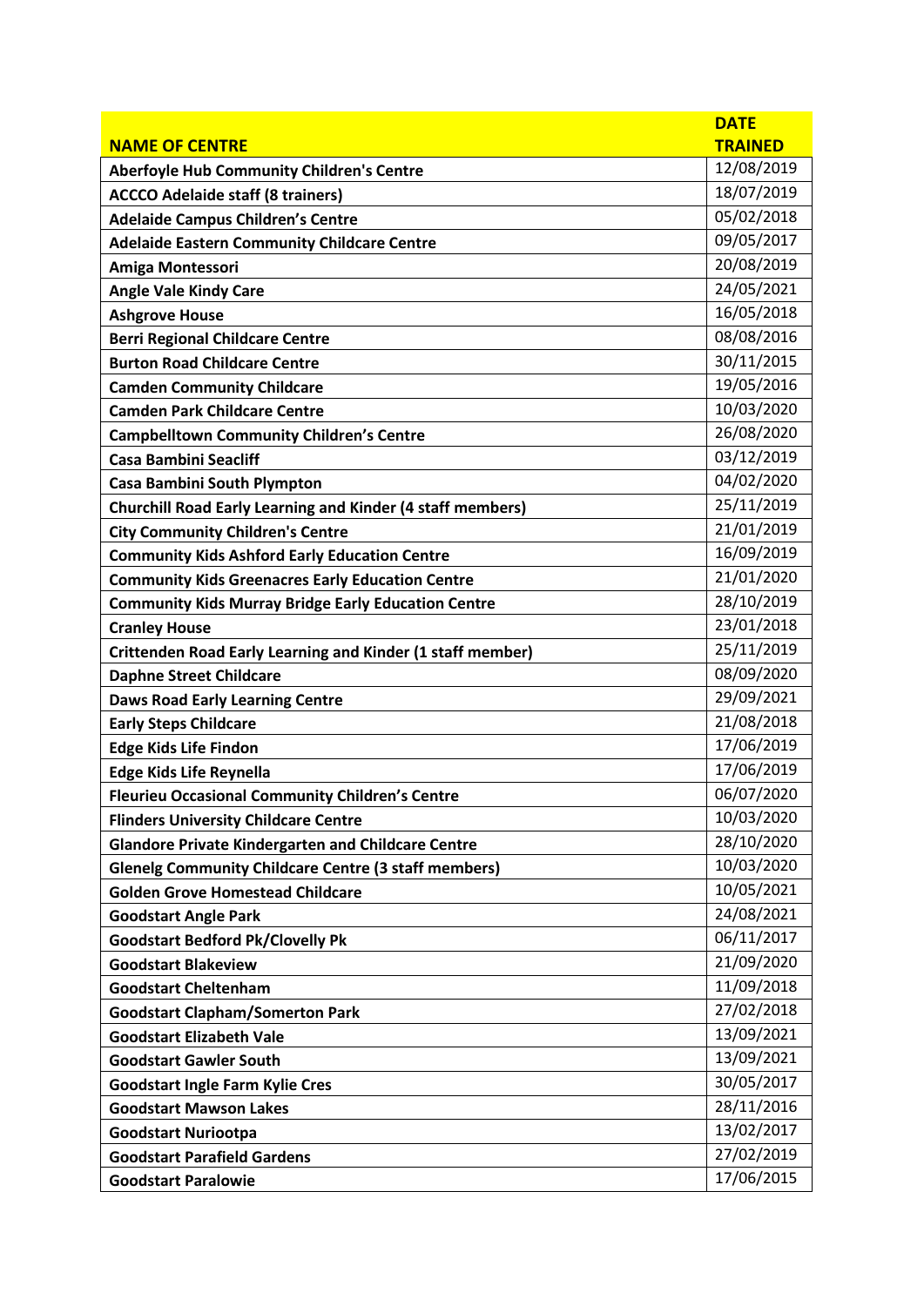| NAME OF CENTRE | DATE TRAINED |
|---|---|
| Aberfoyle Hub Community Children's Centre | 12/08/2019 |
| ACCCO Adelaide staff (8 trainers) | 18/07/2019 |
| Adelaide Campus Children's Centre | 05/02/2018 |
| Adelaide Eastern Community Childcare Centre | 09/05/2017 |
| Amiga Montessori | 20/08/2019 |
| Angle Vale Kindy Care | 24/05/2021 |
| Ashgrove House | 16/05/2018 |
| Berri Regional Childcare Centre | 08/08/2016 |
| Burton Road Childcare Centre | 30/11/2015 |
| Camden Community Childcare | 19/05/2016 |
| Camden Park Childcare Centre | 10/03/2020 |
| Campbelltown Community Children's Centre | 26/08/2020 |
| Casa Bambini Seacliff | 03/12/2019 |
| Casa Bambini South Plympton | 04/02/2020 |
| Churchill Road Early Learning and Kinder (4 staff members) | 25/11/2019 |
| City Community Children's Centre | 21/01/2019 |
| Community Kids Ashford Early Education Centre | 16/09/2019 |
| Community Kids Greenacres Early Education Centre | 21/01/2020 |
| Community Kids Murray Bridge Early Education Centre | 28/10/2019 |
| Cranley House | 23/01/2018 |
| Crittenden Road Early Learning and Kinder (1 staff member) | 25/11/2019 |
| Daphne Street Childcare | 08/09/2020 |
| Daws Road Early Learning Centre | 29/09/2021 |
| Early Steps Childcare | 21/08/2018 |
| Edge Kids Life Findon | 17/06/2019 |
| Edge Kids Life Reynella | 17/06/2019 |
| Fleurieu Occasional Community Children's Centre | 06/07/2020 |
| Flinders University Childcare Centre | 10/03/2020 |
| Glandore Private Kindergarten and Childcare Centre | 28/10/2020 |
| Glenelg Community Childcare Centre (3 staff members) | 10/03/2020 |
| Golden Grove Homestead Childcare | 10/05/2021 |
| Goodstart Angle Park | 24/08/2021 |
| Goodstart Bedford Pk/Clovelly Pk | 06/11/2017 |
| Goodstart Blakeview | 21/09/2020 |
| Goodstart Cheltenham | 11/09/2018 |
| Goodstart Clapham/Somerton Park | 27/02/2018 |
| Goodstart Elizabeth Vale | 13/09/2021 |
| Goodstart Gawler South | 13/09/2021 |
| Goodstart Ingle Farm Kylie Cres | 30/05/2017 |
| Goodstart Mawson Lakes | 28/11/2016 |
| Goodstart Nuriootpa | 13/02/2017 |
| Goodstart Parafield Gardens | 27/02/2019 |
| Goodstart Paralowie | 17/06/2015 |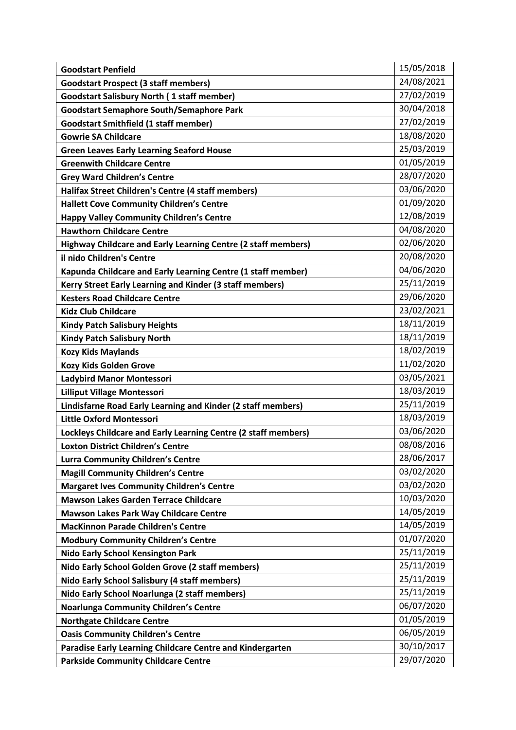| Goodstart Penfield | 15/05/2018 |
|---|---|
| Goodstart Prospect (3 staff members) | 24/08/2021 |
| Goodstart Salisbury North ( 1 staff member) | 27/02/2019 |
| Goodstart Semaphore South/Semaphore Park | 30/04/2018 |
| Goodstart Smithfield (1 staff member) | 27/02/2019 |
| Gowrie SA Childcare | 18/08/2020 |
| Green Leaves Early Learning Seaford House | 25/03/2019 |
| Greenwith Childcare Centre | 01/05/2019 |
| Grey Ward Children's Centre | 28/07/2020 |
| Halifax Street Children's Centre (4 staff members) | 03/06/2020 |
| Hallett Cove Community Children's Centre | 01/09/2020 |
| Happy Valley Community Children's Centre | 12/08/2019 |
| Hawthorn Childcare Centre | 04/08/2020 |
| Highway Childcare and Early Learning Centre (2 staff members) | 02/06/2020 |
| il nido Children's Centre | 20/08/2020 |
| Kapunda Childcare and Early Learning Centre (1 staff member) | 04/06/2020 |
| Kerry Street Early Learning and Kinder (3 staff members) | 25/11/2019 |
| Kesters Road Childcare Centre | 29/06/2020 |
| Kidz Club Childcare | 23/02/2021 |
| Kindy Patch Salisbury Heights | 18/11/2019 |
| Kindy Patch Salisbury North | 18/11/2019 |
| Kozy Kids Maylands | 18/02/2019 |
| Kozy Kids Golden Grove | 11/02/2020 |
| Ladybird Manor Montessori | 03/05/2021 |
| Lilliput Village Montessori | 18/03/2019 |
| Lindisfarne Road Early Learning and Kinder (2 staff members) | 25/11/2019 |
| Little Oxford Montessori | 18/03/2019 |
| Lockleys Childcare and Early Learning Centre (2 staff members) | 03/06/2020 |
| Loxton District Children's Centre | 08/08/2016 |
| Lurra Community Children's Centre | 28/06/2017 |
| Magill Community Children's Centre | 03/02/2020 |
| Margaret Ives Community Children's Centre | 03/02/2020 |
| Mawson Lakes Garden Terrace Childcare | 10/03/2020 |
| Mawson Lakes Park Way Childcare Centre | 14/05/2019 |
| MacKinnon Parade Children's Centre | 14/05/2019 |
| Modbury Community Children's Centre | 01/07/2020 |
| Nido Early School Kensington Park | 25/11/2019 |
| Nido Early School Golden Grove (2 staff members) | 25/11/2019 |
| Nido Early School Salisbury (4 staff members) | 25/11/2019 |
| Nido Early School Noarlunga (2 staff members) | 25/11/2019 |
| Noarlunga Community Children's Centre | 06/07/2020 |
| Northgate Childcare Centre | 01/05/2019 |
| Oasis Community Children's Centre | 06/05/2019 |
| Paradise Early Learning Childcare Centre and Kindergarten | 30/10/2017 |
| Parkside Community Childcare Centre | 29/07/2020 |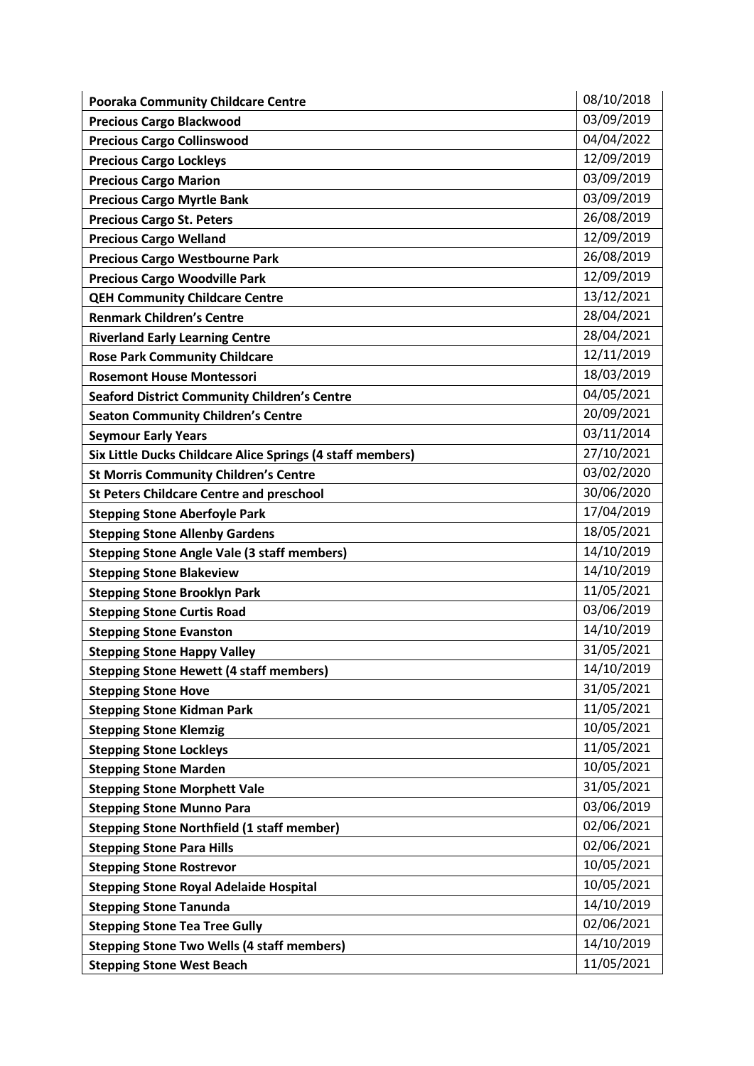| **Pooraka Community Childcare Centre** | 08/10/2018 |
|---|---|
| **Precious Cargo Blackwood** | 03/09/2019 |
| **Precious Cargo Collinswood** | 04/04/2022 |
| **Precious Cargo Lockleys** | 12/09/2019 |
| **Precious Cargo Marion** | 03/09/2019 |
| **Precious Cargo Myrtle Bank** | 03/09/2019 |
| **Precious Cargo St. Peters** | 26/08/2019 |
| **Precious Cargo Welland** | 12/09/2019 |
| **Precious Cargo Westbourne Park** | 26/08/2019 |
| **Precious Cargo Woodville Park** | 12/09/2019 |
| **QEH Community Childcare Centre** | 13/12/2021 |
| **Renmark Children's Centre** | 28/04/2021 |
| **Riverland Early Learning Centre** | 28/04/2021 |
| **Rose Park Community Childcare** | 12/11/2019 |
| **Rosemont House Montessori** | 18/03/2019 |
| **Seaford District Community Children's Centre** | 04/05/2021 |
| **Seaton Community Children's Centre** | 20/09/2021 |
| **Seymour Early Years** | 03/11/2014 |
| **Six Little Ducks Childcare Alice Springs (4 staff members)** | 27/10/2021 |
| **St Morris Community Children's Centre** | 03/02/2020 |
| **St Peters Childcare Centre and preschool** | 30/06/2020 |
| **Stepping Stone Aberfoyle Park** | 17/04/2019 |
| **Stepping Stone Allenby Gardens** | 18/05/2021 |
| **Stepping Stone Angle Vale (3 staff members)** | 14/10/2019 |
| **Stepping Stone Blakeview** | 14/10/2019 |
| **Stepping Stone Brooklyn Park** | 11/05/2021 |
| **Stepping Stone Curtis Road** | 03/06/2019 |
| **Stepping Stone Evanston** | 14/10/2019 |
| **Stepping Stone Happy Valley** | 31/05/2021 |
| **Stepping Stone Hewett (4 staff members)** | 14/10/2019 |
| **Stepping Stone Hove** | 31/05/2021 |
| **Stepping Stone Kidman Park** | 11/05/2021 |
| **Stepping Stone Klemzig** | 10/05/2021 |
| **Stepping Stone Lockleys** | 11/05/2021 |
| **Stepping Stone Marden** | 10/05/2021 |
| **Stepping Stone Morphett Vale** | 31/05/2021 |
| **Stepping Stone Munno Para** | 03/06/2019 |
| **Stepping Stone Northfield (1 staff member)** | 02/06/2021 |
| **Stepping Stone Para Hills** | 02/06/2021 |
| **Stepping Stone Rostrevor** | 10/05/2021 |
| **Stepping Stone Royal Adelaide Hospital** | 10/05/2021 |
| **Stepping Stone Tanunda** | 14/10/2019 |
| **Stepping Stone Tea Tree Gully** | 02/06/2021 |
| **Stepping Stone Two Wells (4 staff members)** | 14/10/2019 |
| **Stepping Stone West Beach** | 11/05/2021 |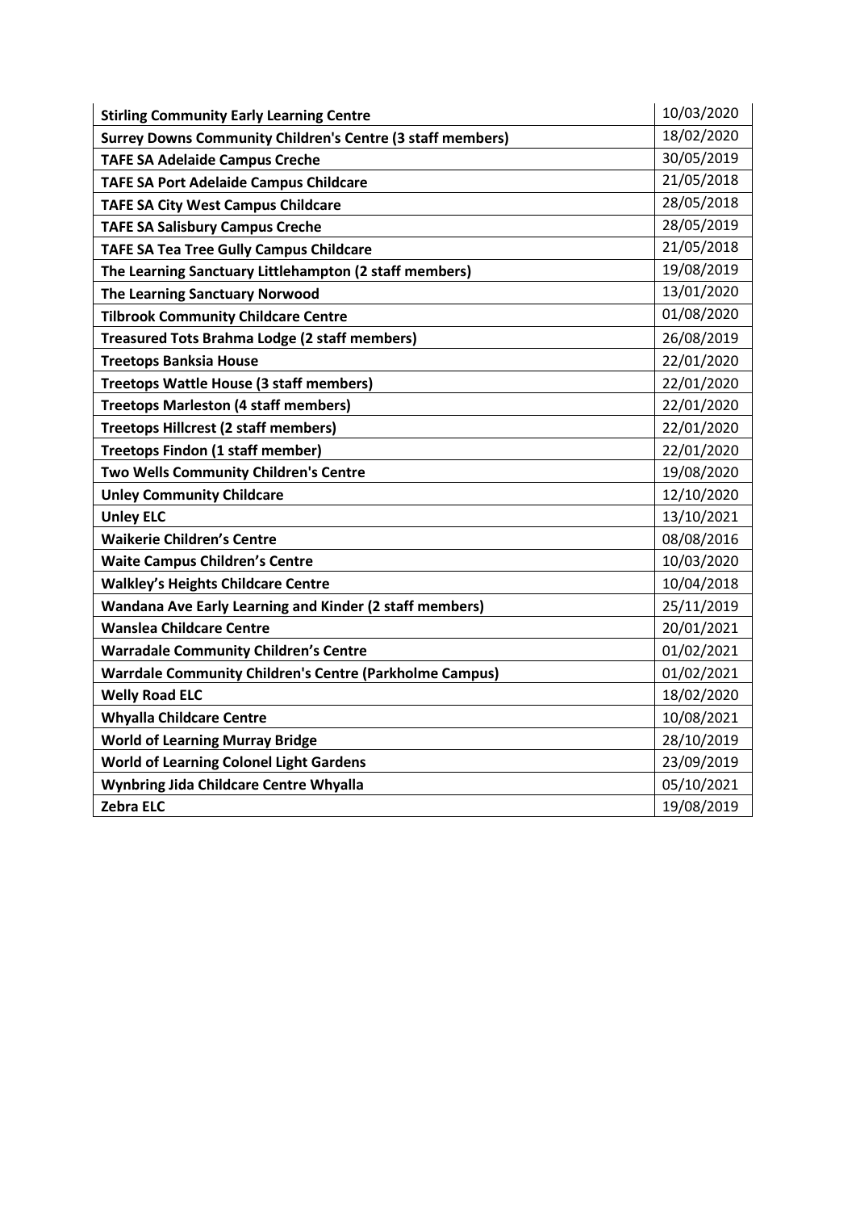| | |
|---|---|
| **Stirling Community Early Learning Centre** | 10/03/2020 |
| **Surrey Downs Community Children's Centre (3 staff members)** | 18/02/2020 |
| **TAFE SA Adelaide Campus Creche** | 30/05/2019 |
| **TAFE SA Port Adelaide Campus Childcare** | 21/05/2018 |
| **TAFE SA City West Campus Childcare** | 28/05/2018 |
| **TAFE SA Salisbury Campus Creche** | 28/05/2019 |
| **TAFE SA Tea Tree Gully Campus Childcare** | 21/05/2018 |
| **The Learning Sanctuary Littlehampton (2 staff members)** | 19/08/2019 |
| **The Learning Sanctuary Norwood** | 13/01/2020 |
| **Tilbrook Community Childcare Centre** | 01/08/2020 |
| **Treasured Tots Brahma Lodge (2 staff members)** | 26/08/2019 |
| **Treetops Banksia House** | 22/01/2020 |
| **Treetops Wattle House (3 staff members)** | 22/01/2020 |
| **Treetops Marleston (4 staff members)** | 22/01/2020 |
| **Treetops Hillcrest (2 staff members)** | 22/01/2020 |
| **Treetops Findon (1 staff member)** | 22/01/2020 |
| **Two Wells Community Children's Centre** | 19/08/2020 |
| **Unley Community Childcare** | 12/10/2020 |
| **Unley ELC** | 13/10/2021 |
| **Waikerie Children's Centre** | 08/08/2016 |
| **Waite Campus Children's Centre** | 10/03/2020 |
| **Walkley's Heights Childcare Centre** | 10/04/2018 |
| **Wandana Ave Early Learning and Kinder (2 staff members)** | 25/11/2019 |
| **Wanslea Childcare Centre** | 20/01/2021 |
| **Warradale Community Children's Centre** | 01/02/2021 |
| **Warrdale Community Children's Centre (Parkholme Campus)** | 01/02/2021 |
| **Welly Road ELC** | 18/02/2020 |
| **Whyalla Childcare Centre** | 10/08/2021 |
| **World of Learning Murray Bridge** | 28/10/2019 |
| **World of Learning Colonel Light Gardens** | 23/09/2019 |
| **Wynbring Jida Childcare Centre Whyalla** | 05/10/2021 |
| **Zebra ELC** | 19/08/2019 |